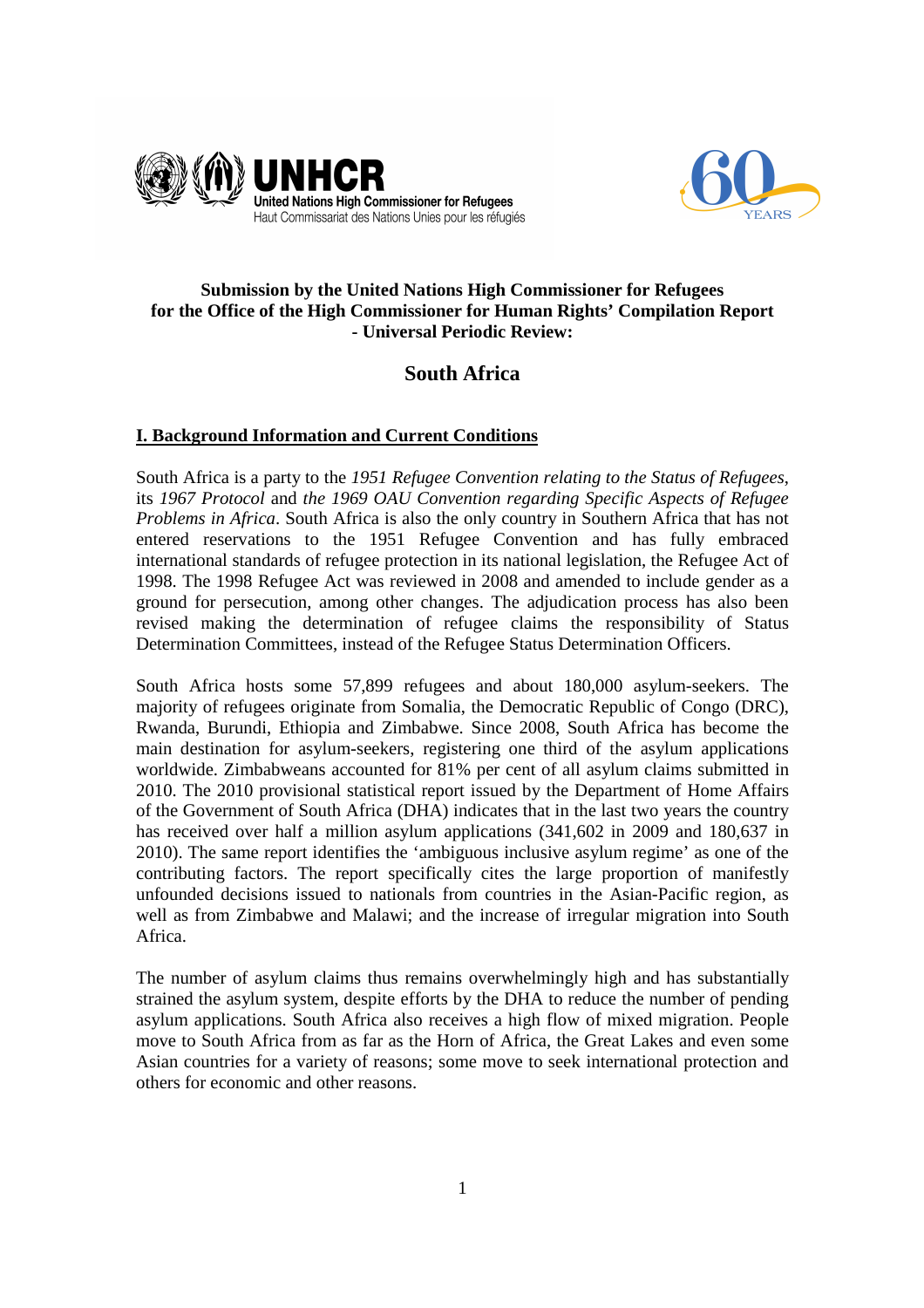**Submission by the United Nations High Commissioner for Refugees for the Office of the High Commissioner for Human Rights' Compilation Report - Universal Periodic Review:**

# South Africa

## I. Background Information and Current Conditions

South Africa is a party to the *1951 Refugee Convention relating to the Status of Refugees*, its *1967 Protocol* and *the 1969 OAU Convention regarding Specific Aspects of Refugee Problems in Africa*. South Africa is also the only country in Southern Africa that has not entered reservations to the 1951 Refugee Convention and has fully embraced international standards of refugee protection in its national legislation, the Refugee Act of 1998. The 1998 Refugee Act was reviewed in 2008 and amended to include gender as a ground for persecution, among other changes. The adjudication process has also been revised making the determination of refugee claims the responsibility of Status Determination Committees, instead of the Refugee Status Determination Officers.

South Africa hosts some 57,899 refugees and about 180,000 asylum-seekers. The majority of refugees originate from Somalia, the Democratic Republic of Congo (DRC), Rwanda, Burundi, Ethiopia and Zimbabwe. Since 2008, South Africa has become the main destination for asylum-seekers, registering one third of the asylum applications worldwide. Zimbabweans accounted for 81% per cent of all asylum claims submitted in 2010. The 2010 provisional statistical report issued by the Department of Home Affairs of the Government of South Africa (DHA) indicates that in the last two years the country has received over half a million asylum applications (341,602 in 2009 and 180,637 in 2010). The same report identifies the 'ambiguous inclusive asylum regime' as one of the contributing factors. The report specifically cites the large proportion of manifestly unfounded decisions issued to nationals from countries in the Asian-Pacific region, as well as from Zimbabwe and Malawi; and the increase of irregular migration into South Africa.

The number of asylum claims thus remains overwhelmingly high and has substantially strained the asylum system, despite efforts by the DHA to reduce the number of pending asylum applications. South Africa also receives a high flow of mixed migration. People move to South Africa from as far as the Horn of Africa, the Great Lakes and even some Asian countries for a variety of reasons; some move to seek international protection and others for economic and other reasons.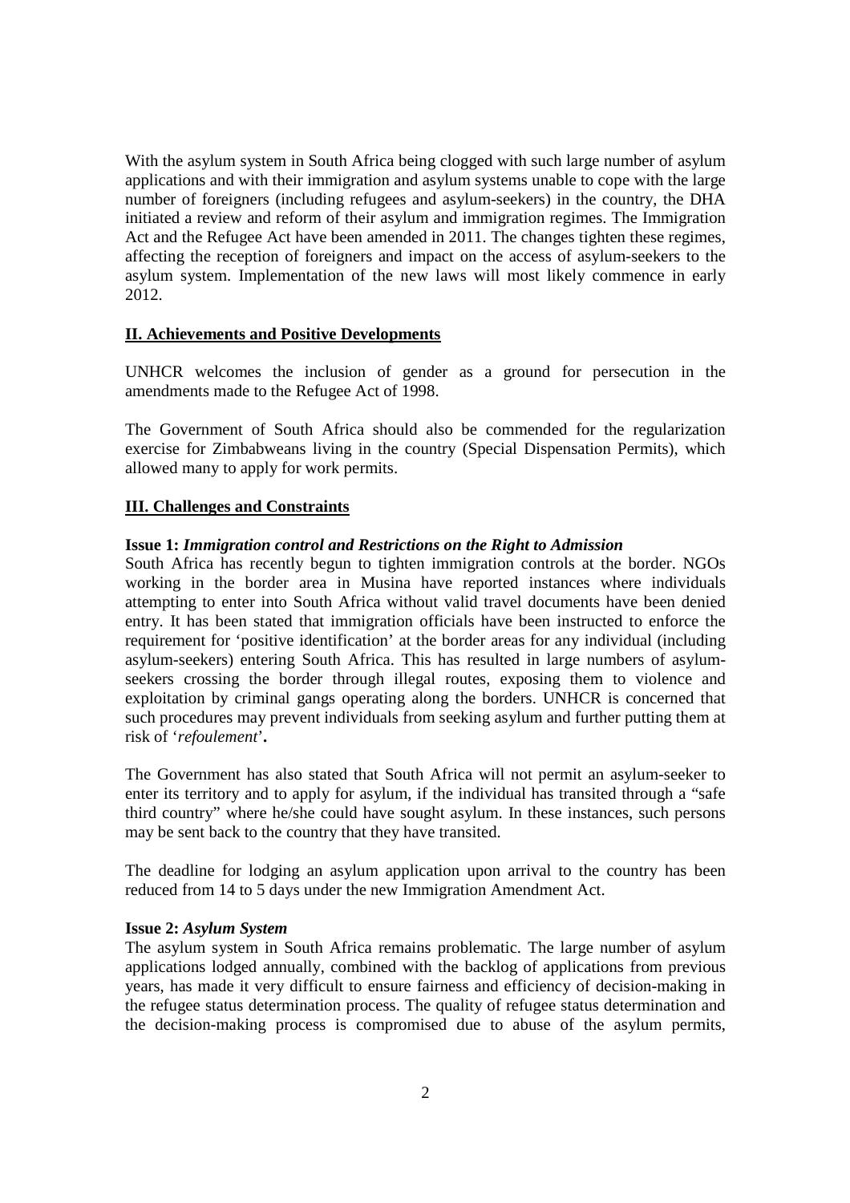With the asylum system in South Africa being clogged with such large number of asylum applications and with their immigration and asylum systems unable to cope with the large number of foreigners (including refugees and asylum-seekers) in the country, the DHA initiated a review and reform of their asylum and immigration regimes. The Immigration Act and the Refugee Act have been amended in 2011. The changes tighten these regimes, affecting the reception of foreigners and impact on the access of asylum-seekers to the asylum system. Implementation of the new laws will most likely commence in early 2012.

## II. Achievements and Positive Developments

UNHCR welcomes the inclusion of gender as a ground for persecution in the amendments made to the Refugee Act of 1998.

The Government of South Africa should also be commended for the regularization exercise for Zimbabweans living in the country (Special Dispensation Permits), which allowed many to apply for work permits.

## III. Challenges and Constraints

**Issue 1:** ***Immigration control and Restrictions on the Right to Admission***
South Africa has recently begun to tighten immigration controls at the border. NGOs working in the border area in Musina have reported instances where individuals attempting to enter into South Africa without valid travel documents have been denied entry. It has been stated that immigration officials have been instructed to enforce the requirement for 'positive identification' at the border areas for any individual (including asylum-seekers) entering South Africa. This has resulted in large numbers of asylum-seekers crossing the border through illegal routes, exposing them to violence and exploitation by criminal gangs operating along the borders. UNHCR is concerned that such procedures may prevent individuals from seeking asylum and further putting them at risk of '*refoulement*'**.**

The Government has also stated that South Africa will not permit an asylum-seeker to enter its territory and to apply for asylum, if the individual has transited through a "safe third country" where he/she could have sought asylum. In these instances, such persons may be sent back to the country that they have transited.

The deadline for lodging an asylum application upon arrival to the country has been reduced from 14 to 5 days under the new Immigration Amendment Act.

**Issue 2:** ***Asylum System***
The asylum system in South Africa remains problematic. The large number of asylum applications lodged annually, combined with the backlog of applications from previous years, has made it very difficult to ensure fairness and efficiency of decision-making in the refugee status determination process. The quality of refugee status determination and the decision-making process is compromised due to abuse of the asylum permits,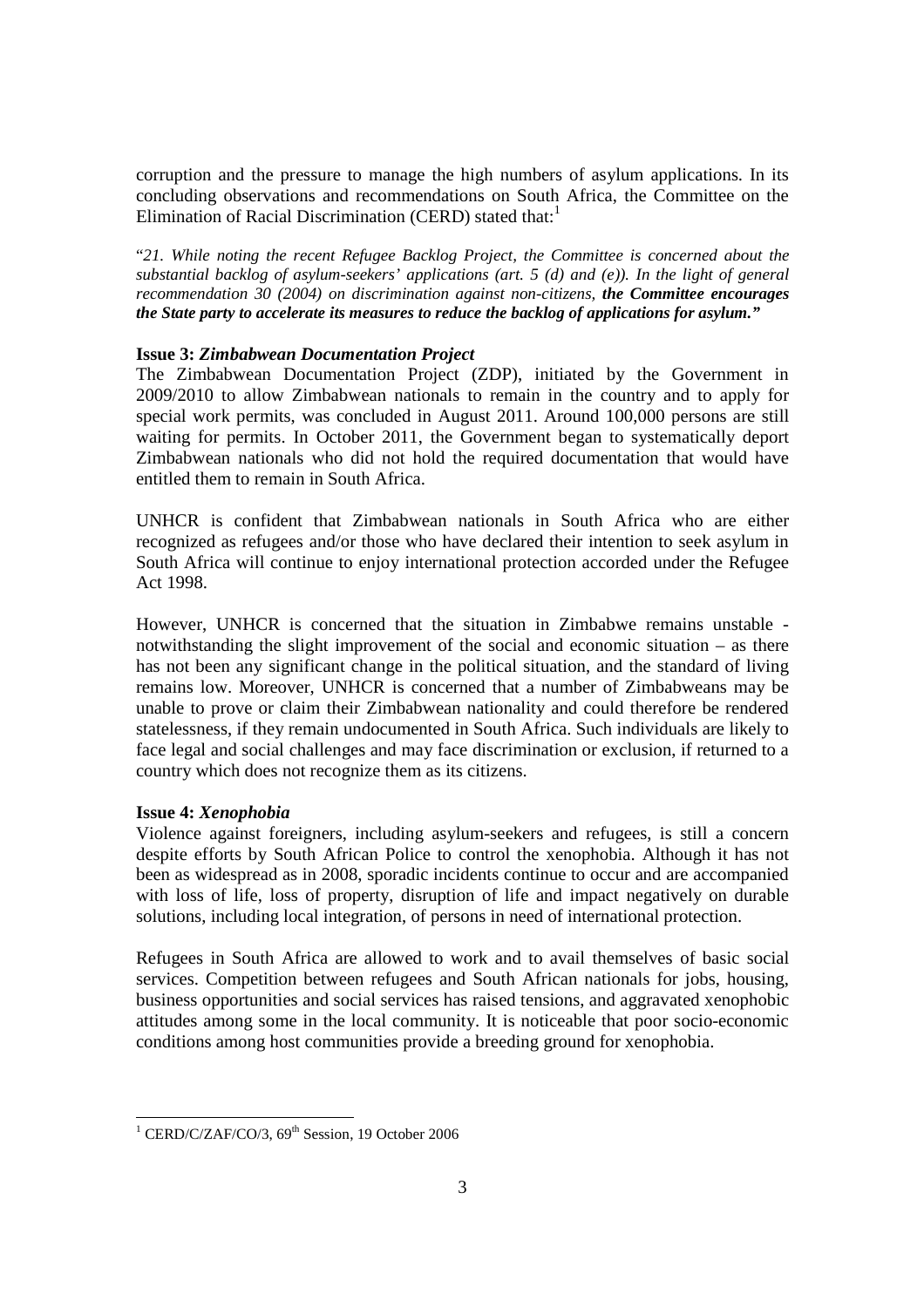corruption and the pressure to manage the high numbers of asylum applications. In its concluding observations and recommendations on South Africa, the Committee on the Elimination of Racial Discrimination (CERD) stated that:[1]

"*21. While noting the recent Refugee Backlog Project, the Committee is concerned about the substantial backlog of asylum-seekers' applications (art. 5 (d) and (e)). In the light of general recommendation 30 (2004) on discrimination against non-citizens, **the Committee encourages the State party to accelerate its measures to reduce the backlog of applications for asylum.**"*

**Issue 3: *Zimbabwean Documentation Project***

The Zimbabwean Documentation Project (ZDP), initiated by the Government in 2009/2010 to allow Zimbabwean nationals to remain in the country and to apply for special work permits, was concluded in August 2011. Around 100,000 persons are still waiting for permits. In October 2011, the Government began to systematically deport Zimbabwean nationals who did not hold the required documentation that would have entitled them to remain in South Africa.

UNHCR is confident that Zimbabwean nationals in South Africa who are either recognized as refugees and/or those who have declared their intention to seek asylum in South Africa will continue to enjoy international protection accorded under the Refugee Act 1998.

However, UNHCR is concerned that the situation in Zimbabwe remains unstable - notwithstanding the slight improvement of the social and economic situation – as there has not been any significant change in the political situation, and the standard of living remains low. Moreover, UNHCR is concerned that a number of Zimbabweans may be unable to prove or claim their Zimbabwean nationality and could therefore be rendered statelessness, if they remain undocumented in South Africa. Such individuals are likely to face legal and social challenges and may face discrimination or exclusion, if returned to a country which does not recognize them as its citizens.

**Issue 4: *Xenophobia***

Violence against foreigners, including asylum-seekers and refugees, is still a concern despite efforts by South African Police to control the xenophobia. Although it has not been as widespread as in 2008, sporadic incidents continue to occur and are accompanied with loss of life, loss of property, disruption of life and impact negatively on durable solutions, including local integration, of persons in need of international protection.

Refugees in South Africa are allowed to work and to avail themselves of basic social services. Competition between refugees and South African nationals for jobs, housing, business opportunities and social services has raised tensions, and aggravated xenophobic attitudes among some in the local community. It is noticeable that poor socio-economic conditions among host communities provide a breeding ground for xenophobia.

---

[1] CERD/C/ZAF/CO/3, 69th Session, 19 October 2006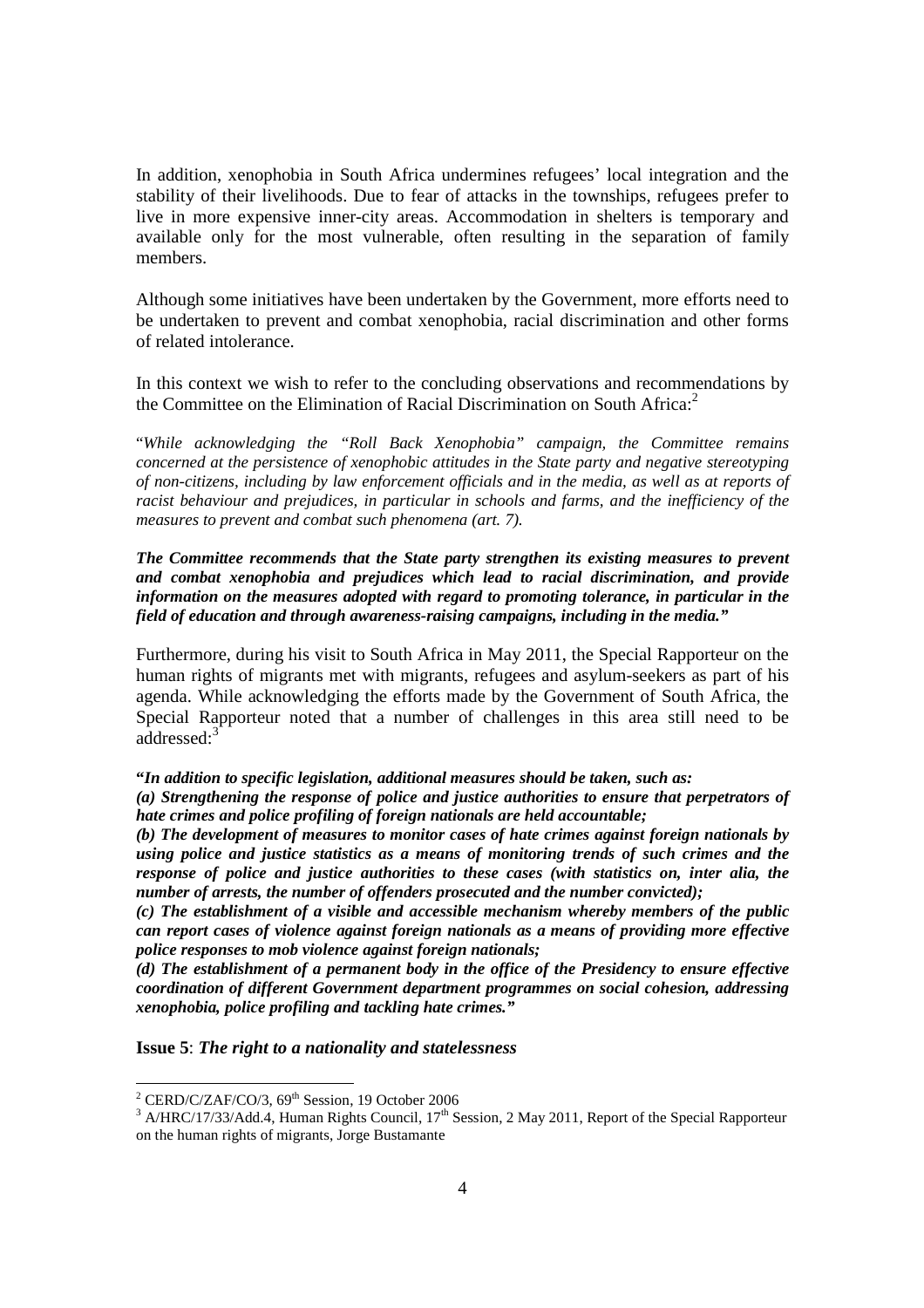In addition, xenophobia in South Africa undermines refugees' local integration and the stability of their livelihoods. Due to fear of attacks in the townships, refugees prefer to live in more expensive inner-city areas. Accommodation in shelters is temporary and available only for the most vulnerable, often resulting in the separation of family members.

Although some initiatives have been undertaken by the Government, more efforts need to be undertaken to prevent and combat xenophobia, racial discrimination and other forms of related intolerance.

In this context we wish to refer to the concluding observations and recommendations by the Committee on the Elimination of Racial Discrimination on South Africa:[2]

"*While acknowledging the "Roll Back Xenophobia" campaign, the Committee remains concerned at the persistence of xenophobic attitudes in the State party and negative stereotyping of non-citizens, including by law enforcement officials and in the media, as well as at reports of racist behaviour and prejudices, in particular in schools and farms, and the inefficiency of the measures to prevent and combat such phenomena (art. 7).*

***The Committee recommends that the State party strengthen its existing measures to prevent and combat xenophobia and prejudices which lead to racial discrimination, and provide information on the measures adopted with regard to promoting tolerance, in particular in the field of education and through awareness-raising campaigns, including in the media."***

Furthermore, during his visit to South Africa in May 2011, the Special Rapporteur on the human rights of migrants met with migrants, refugees and asylum-seekers as part of his agenda. While acknowledging the efforts made by the Government of South Africa, the Special Rapporteur noted that a number of challenges in this area still need to be addressed:[3]

***"In addition to specific legislation, additional measures should be taken, such as:***
***(a) Strengthening the response of police and justice authorities to ensure that perpetrators of hate crimes and police profiling of foreign nationals are held accountable;***
***(b) The development of measures to monitor cases of hate crimes against foreign nationals by using police and justice statistics as a means of monitoring trends of such crimes and the response of police and justice authorities to these cases (with statistics on, inter alia, the number of arrests, the number of offenders prosecuted and the number convicted);***
***(c) The establishment of a visible and accessible mechanism whereby members of the public can report cases of violence against foreign nationals as a means of providing more effective police responses to mob violence against foreign nationals;***
***(d) The establishment of a permanent body in the office of the Presidency to ensure effective coordination of different Government department programmes on social cohesion, addressing xenophobia, police profiling and tackling hate crimes."***

**Issue 5**: ***The right to a nationality and statelessness***

---

[2] CERD/C/ZAF/CO/3, 69th Session, 19 October 2006

[3] A/HRC/17/33/Add.4, Human Rights Council, 17th Session, 2 May 2011, Report of the Special Rapporteur on the human rights of migrants, Jorge Bustamante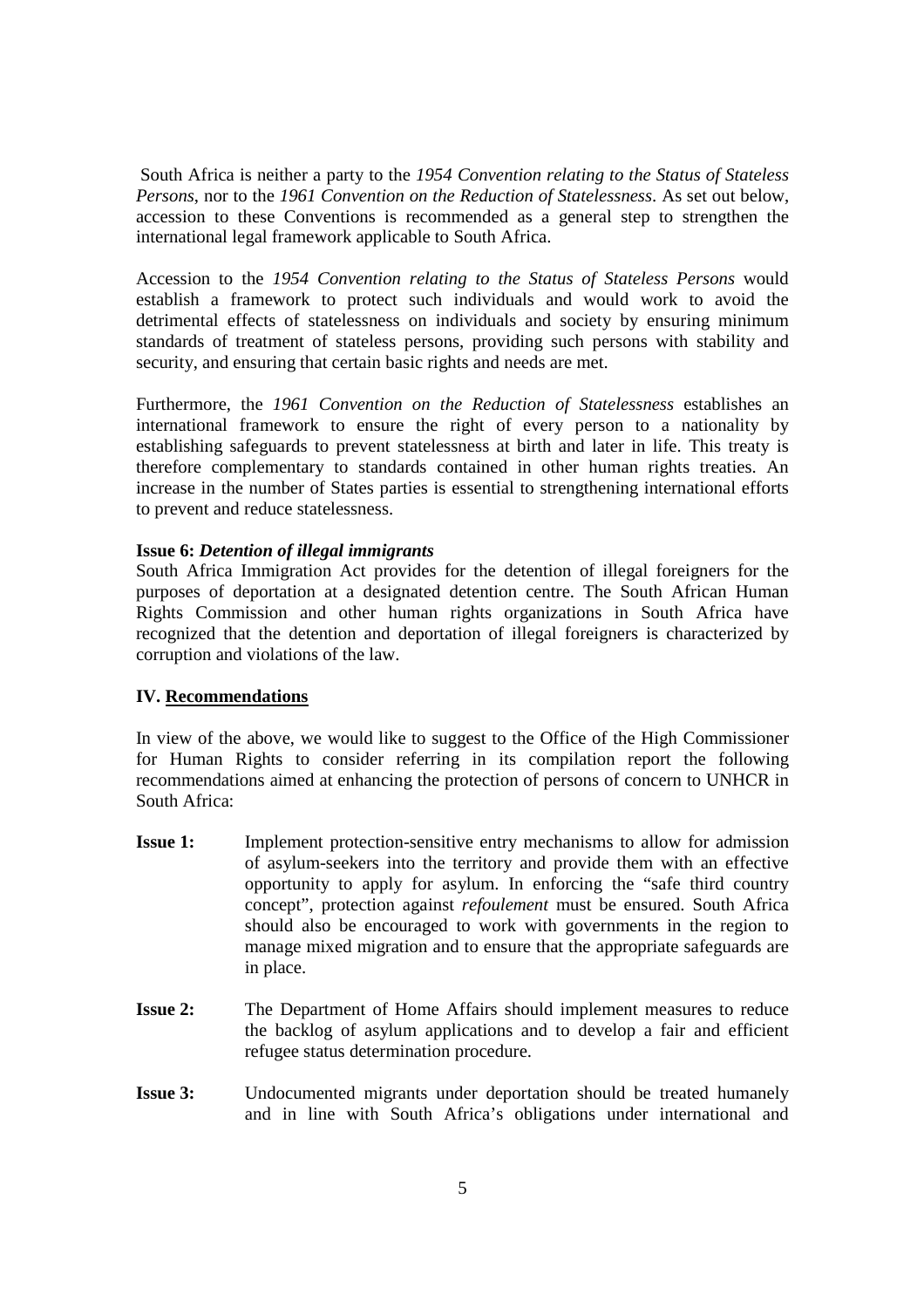South Africa is neither a party to the *1954 Convention relating to the Status of Stateless Persons*, nor to the *1961 Convention on the Reduction of Statelessness*. As set out below, accession to these Conventions is recommended as a general step to strengthen the international legal framework applicable to South Africa.

Accession to the *1954 Convention relating to the Status of Stateless Persons* would establish a framework to protect such individuals and would work to avoid the detrimental effects of statelessness on individuals and society by ensuring minimum standards of treatment of stateless persons, providing such persons with stability and security, and ensuring that certain basic rights and needs are met.

Furthermore, the *1961 Convention on the Reduction of Statelessness* establishes an international framework to ensure the right of every person to a nationality by establishing safeguards to prevent statelessness at birth and later in life. This treaty is therefore complementary to standards contained in other human rights treaties. An increase in the number of States parties is essential to strengthening international efforts to prevent and reduce statelessness.

**Issue 6:** ***Detention of illegal immigrants***

South Africa Immigration Act provides for the detention of illegal foreigners for the purposes of deportation at a designated detention centre. The South African Human Rights Commission and other human rights organizations in South Africa have recognized that the detention and deportation of illegal foreigners is characterized by corruption and violations of the law.

## IV. Recommendations

In view of the above, we would like to suggest to the Office of the High Commissioner for Human Rights to consider referring in its compilation report the following recommendations aimed at enhancing the protection of persons of concern to UNHCR in South Africa:

**Issue 1:** Implement protection-sensitive entry mechanisms to allow for admission of asylum-seekers into the territory and provide them with an effective opportunity to apply for asylum. In enforcing the "safe third country concept", protection against *refoulement* must be ensured. South Africa should also be encouraged to work with governments in the region to manage mixed migration and to ensure that the appropriate safeguards are in place.

**Issue 2:** The Department of Home Affairs should implement measures to reduce the backlog of asylum applications and to develop a fair and efficient refugee status determination procedure.

**Issue 3:** Undocumented migrants under deportation should be treated humanely and in line with South Africa's obligations under international and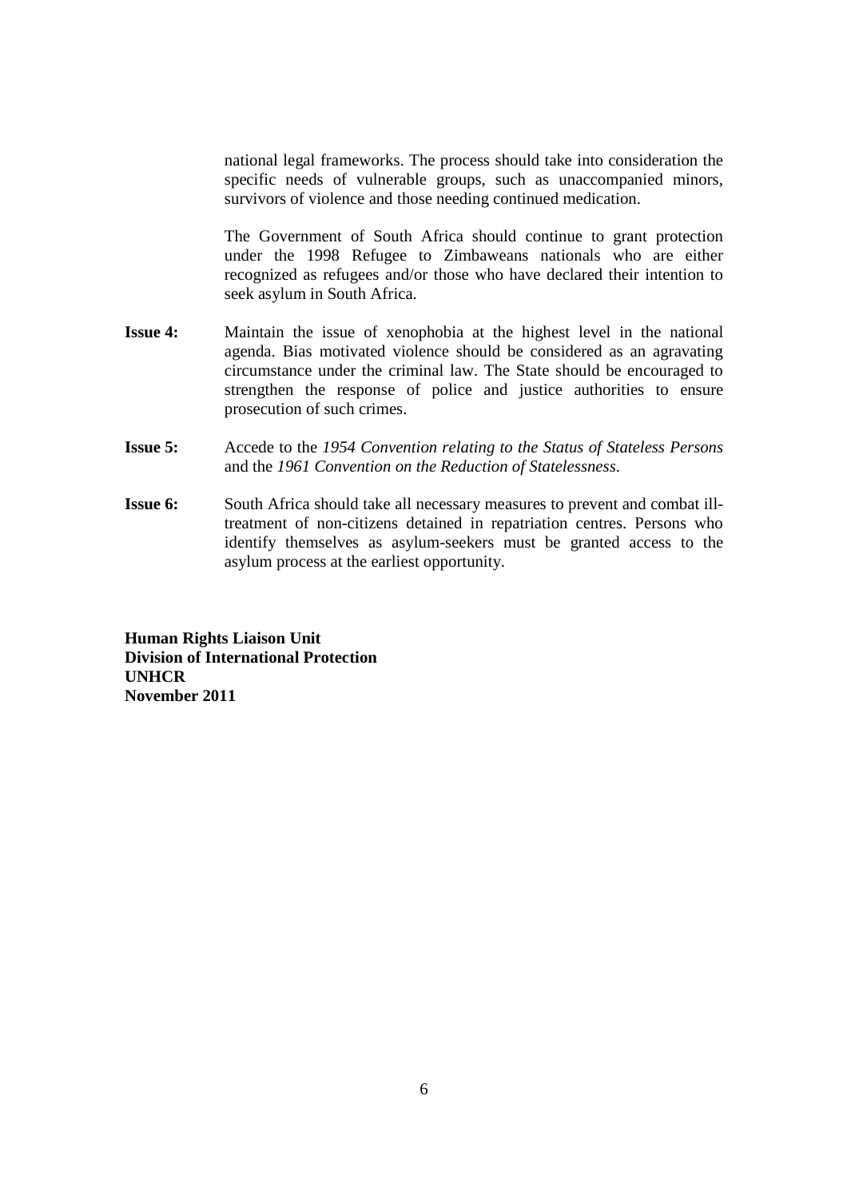national legal frameworks. The process should take into consideration the specific needs of vulnerable groups, such as unaccompanied minors, survivors of violence and those needing continued medication.

The Government of South Africa should continue to grant protection under the 1998 Refugee to Zimbaweans nationals who are either recognized as refugees and/or those who have declared their intention to seek asylum in South Africa.

**Issue 4:** Maintain the issue of xenophobia at the highest level in the national agenda. Bias motivated violence should be considered as an agravating circumstance under the criminal law. The State should be encouraged to strengthen the response of police and justice authorities to ensure prosecution of such crimes.

**Issue 5:** Accede to the *1954 Convention relating to the Status of Stateless Persons* and the *1961 Convention on the Reduction of Statelessness*.

**Issue 6:** South Africa should take all necessary measures to prevent and combat ill-treatment of non-citizens detained in repatriation centres. Persons who identify themselves as asylum-seekers must be granted access to the asylum process at the earliest opportunity.

**Human Rights Liaison Unit**
**Division of International Protection**
**UNHCR**
**November 2011**